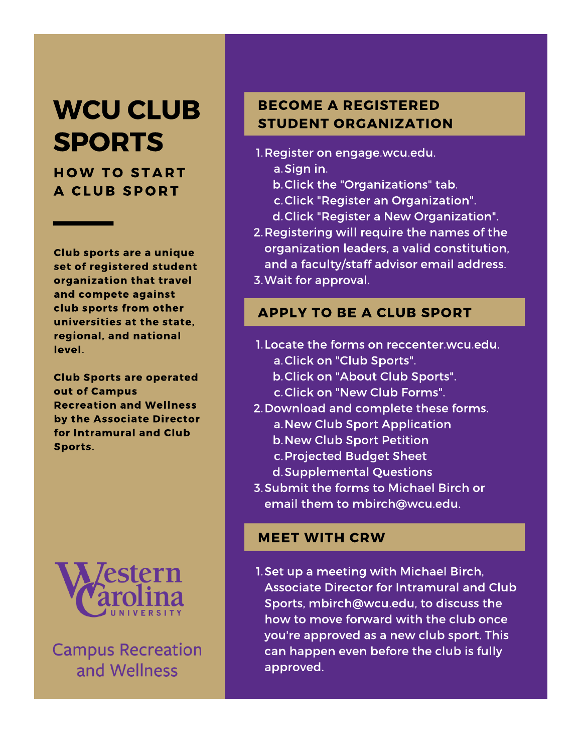# WCU CLUB SPORTS

### HOW TO START A CLUB SPORT

**Club sports are a unique set of registered student organization that travel and compete against club sports from other universities at the state, regional, and national level.**

**Club Sports are operated out of Campus Recreation and Wellness by the Associate Director for Intramural and Club Sports.**

Western Carolina UNIVERSITY

Campus Recreation and Wellness

## BECOME A REGISTERED STUDENT ORGANIZATION

1. Register on engage.wcu.edu.
   a. Sign in.
   b. Click the "Organizations" tab.
   c. Click "Register an Organization".
   d. Click "Register a New Organization".
2. Registering will require the names of the organization leaders, a valid constitution, and a faculty/staff advisor email address.
3. Wait for approval.

## APPLY TO BE A CLUB SPORT

1. Locate the forms on reccenter.wcu.edu.
   a. Click on "Club Sports".
   b. Click on "About Club Sports".
   c. Click on "New Club Forms".
2. Download and complete these forms.
   a. New Club Sport Application
   b. New Club Sport Petition
   c. Projected Budget Sheet
   d. Supplemental Questions
3. Submit the forms to Michael Birch or email them to mbirch@wcu.edu.

## MEET WITH CRW

1. Set up a meeting with Michael Birch, Associate Director for Intramural and Club Sports, mbirch@wcu.edu, to discuss the how to move forward with the club once you're approved as a new club sport. This can happen even before the club is fully approved.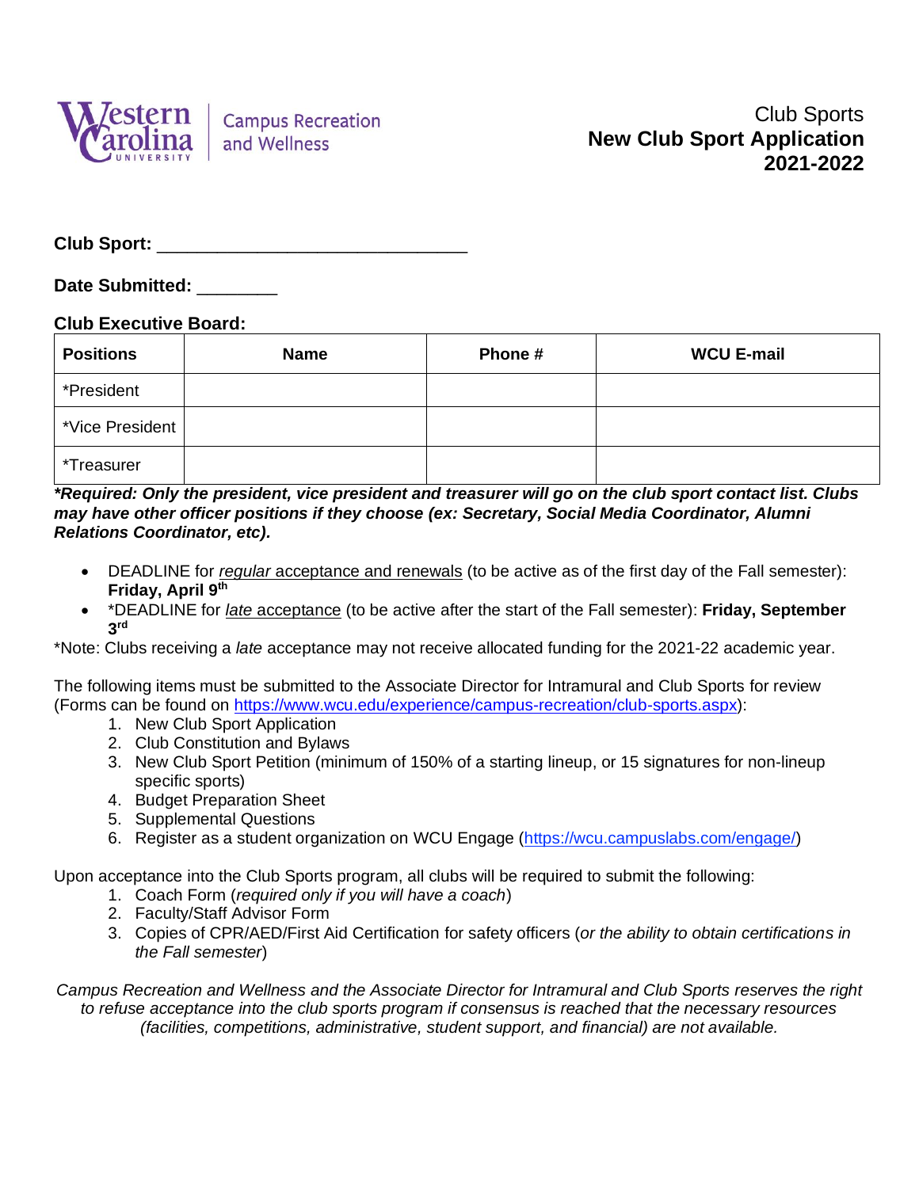Western Carolina University | Campus Recreation and Wellness

# Club Sports
# New Club Sport Application
# 2021-2022

**Club Sport:** ______________________________

**Date Submitted:** ________

**Club Executive Board:**

| Positions | Name | Phone # | WCU E-mail |
|---|---|---|---|
| *President | | | |
| *Vice President | | | |
| *Treasurer | | | |

***Required: Only the president, vice president and treasurer will go on the club sport contact list. Clubs may have other officer positions if they choose (ex: Secretary, Social Media Coordinator, Alumni Relations Coordinator, etc).***

- DEADLINE for *regular* acceptance and renewals (to be active as of the first day of the Fall semester): **Friday, April 9th**
- *DEADLINE for *late* acceptance (to be active after the start of the Fall semester): **Friday, September 3rd**

*Note: Clubs receiving a *late* acceptance may not receive allocated funding for the 2021-22 academic year.

The following items must be submitted to the Associate Director for Intramural and Club Sports for review (Forms can be found on https://www.wcu.edu/experience/campus-recreation/club-sports.aspx):

1. New Club Sport Application
2. Club Constitution and Bylaws
3. New Club Sport Petition (minimum of 150% of a starting lineup, or 15 signatures for non-lineup specific sports)
4. Budget Preparation Sheet
5. Supplemental Questions
6. Register as a student organization on WCU Engage (https://wcu.campuslabs.com/engage/)

Upon acceptance into the Club Sports program, all clubs will be required to submit the following:

1. Coach Form (*required only if you will have a coach*)
2. Faculty/Staff Advisor Form
3. Copies of CPR/AED/First Aid Certification for safety officers (*or the ability to obtain certifications in the Fall semester*)

*Campus Recreation and Wellness and the Associate Director for Intramural and Club Sports reserves the right to refuse acceptance into the club sports program if consensus is reached that the necessary resources (facilities, competitions, administrative, student support, and financial) are not available.*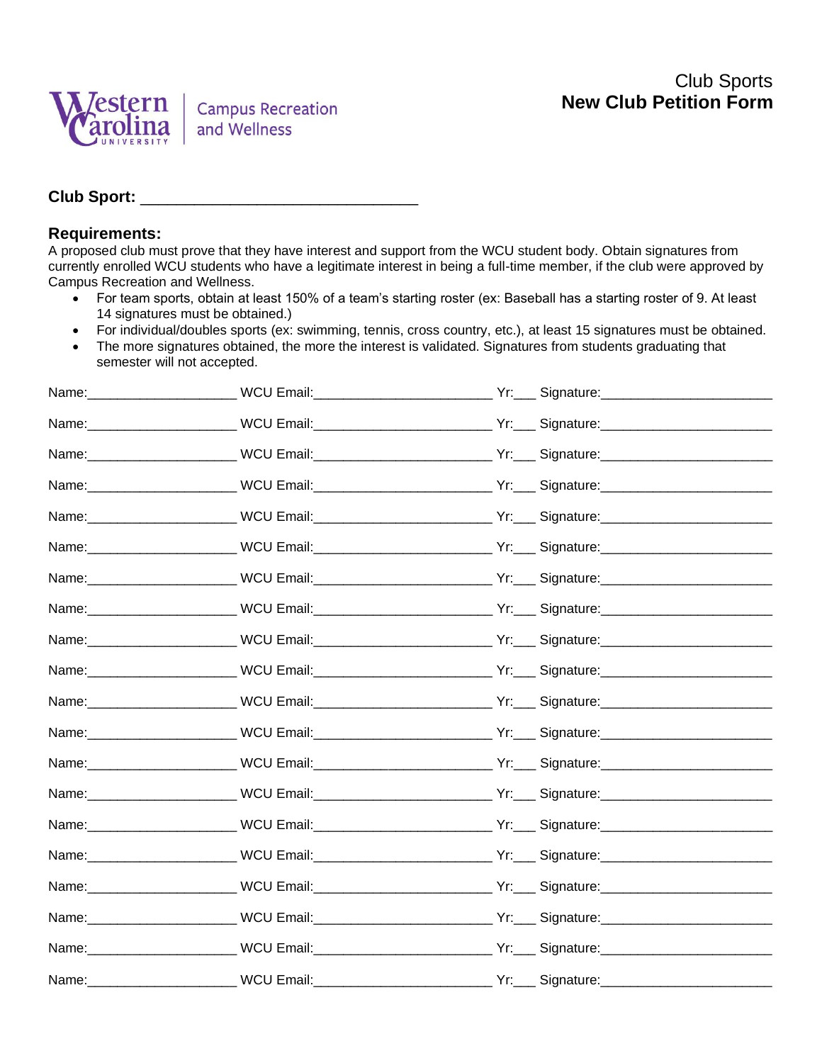Western Carolina University | Campus Recreation and Wellness

# Club Sports
## New Club Petition Form

**Club Sport:** ______________________________

### Requirements:

A proposed club must prove that they have interest and support from the WCU student body. Obtain signatures from currently enrolled WCU students who have a legitimate interest in being a full-time member, if the club were approved by Campus Recreation and Wellness.

- For team sports, obtain at least 150% of a team's starting roster (ex: Baseball has a starting roster of 9. At least 14 signatures must be obtained.)
- For individual/doubles sports (ex: swimming, tennis, cross country, etc.), at least 15 signatures must be obtained.
- The more signatures obtained, the more the interest is validated. Signatures from students graduating that semester will not accepted.

| Name | WCU Email | Yr | Signature |
|---|---|---|---|
| | | | |
| | | | |
| | | | |
| | | | |
| | | | |
| | | | |
| | | | |
| | | | |
| | | | |
| | | | |
| | | | |
| | | | |
| | | | |
| | | | |
| | | | |
| | | | |
| | | | |
| | | | |
| | | | |
| | | | |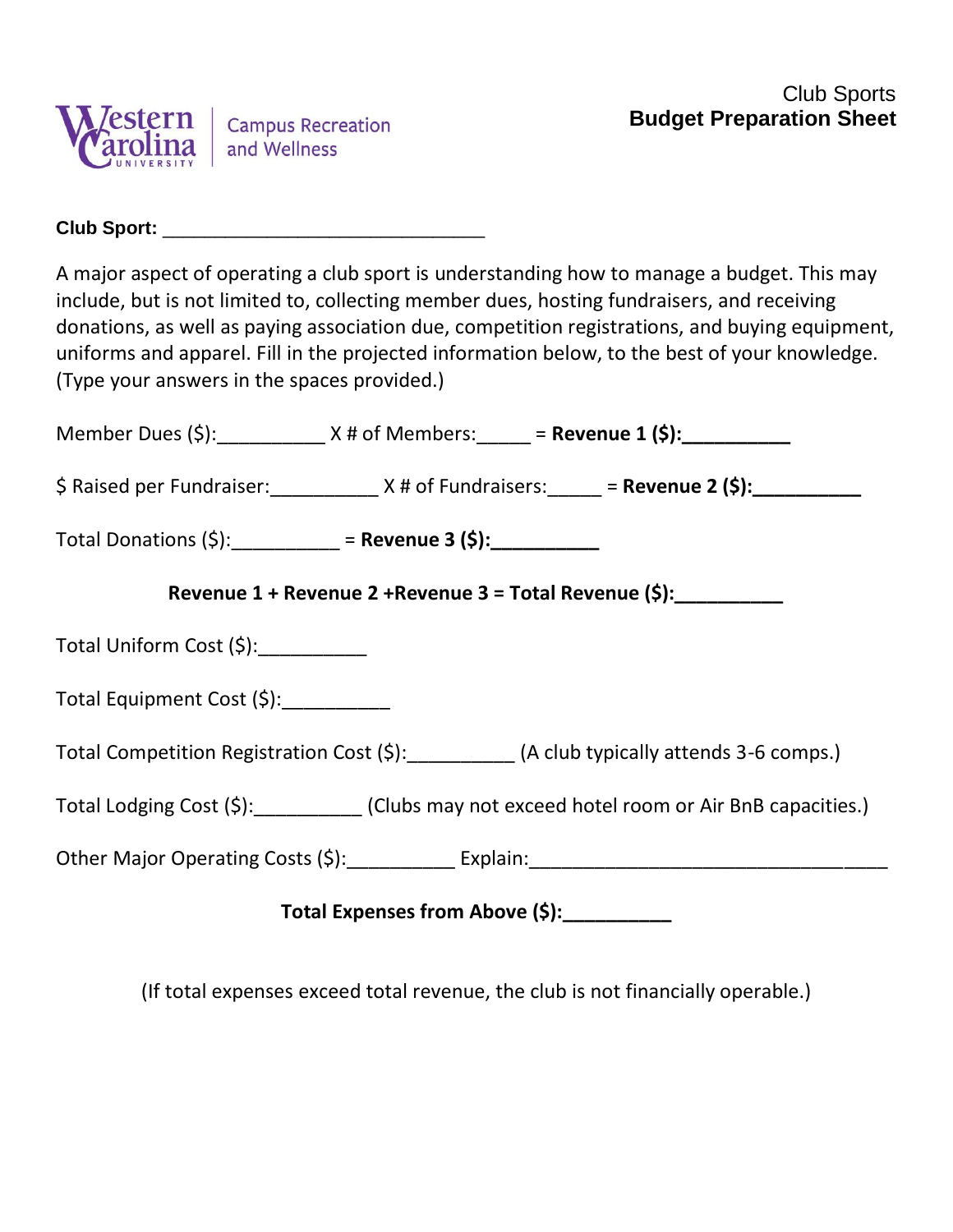Western Carolina University | Campus Recreation and Wellness

Club Sports
**Budget Preparation Sheet**

**Club Sport:** ______________________________

A major aspect of operating a club sport is understanding how to manage a budget. This may include, but is not limited to, collecting member dues, hosting fundraisers, and receiving donations, as well as paying association due, competition registrations, and buying equipment, uniforms and apparel. Fill in the projected information below, to the best of your knowledge. (Type your answers in the spaces provided.)

Member Dues ($):__________ X # of Members:_____ = **Revenue 1 ($):__________**

$ Raised per Fundraiser:__________ X # of Fundraisers:_____ = **Revenue 2 ($):__________**

Total Donations ($):__________ = **Revenue 3 ($):__________**

**Revenue 1 + Revenue 2 +Revenue 3 = Total Revenue ($):__________**

Total Uniform Cost ($):__________

Total Equipment Cost ($):__________

Total Competition Registration Cost ($):__________ (A club typically attends 3-6 comps.)

Total Lodging Cost ($):__________ (Clubs may not exceed hotel room or Air BnB capacities.)

Other Major Operating Costs ($):__________ Explain:__________________________________

**Total Expenses from Above ($):__________**

(If total expenses exceed total revenue, the club is not financially operable.)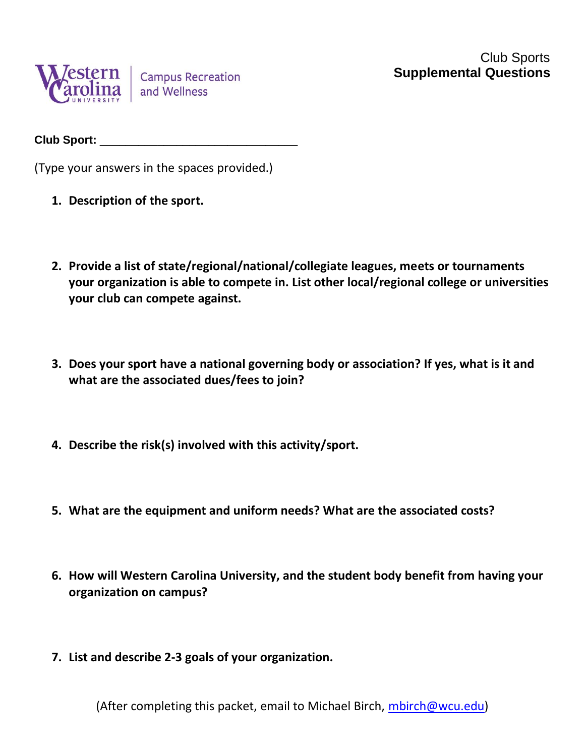Western Carolina University | Campus Recreation and Wellness

Club Sports
**Supplemental Questions**

**Club Sport:** ______________________________

(Type your answers in the spaces provided.)

1. **Description of the sport.**

2. **Provide a list of state/regional/national/collegiate leagues, meets or tournaments your organization is able to compete in. List other local/regional college or universities your club can compete against.**

3. **Does your sport have a national governing body or association? If yes, what is it and what are the associated dues/fees to join?**

4. **Describe the risk(s) involved with this activity/sport.**

5. **What are the equipment and uniform needs? What are the associated costs?**

6. **How will Western Carolina University, and the student body benefit from having your organization on campus?**

7. **List and describe 2-3 goals of your organization.**

(After completing this packet, email to Michael Birch, mbirch@wcu.edu)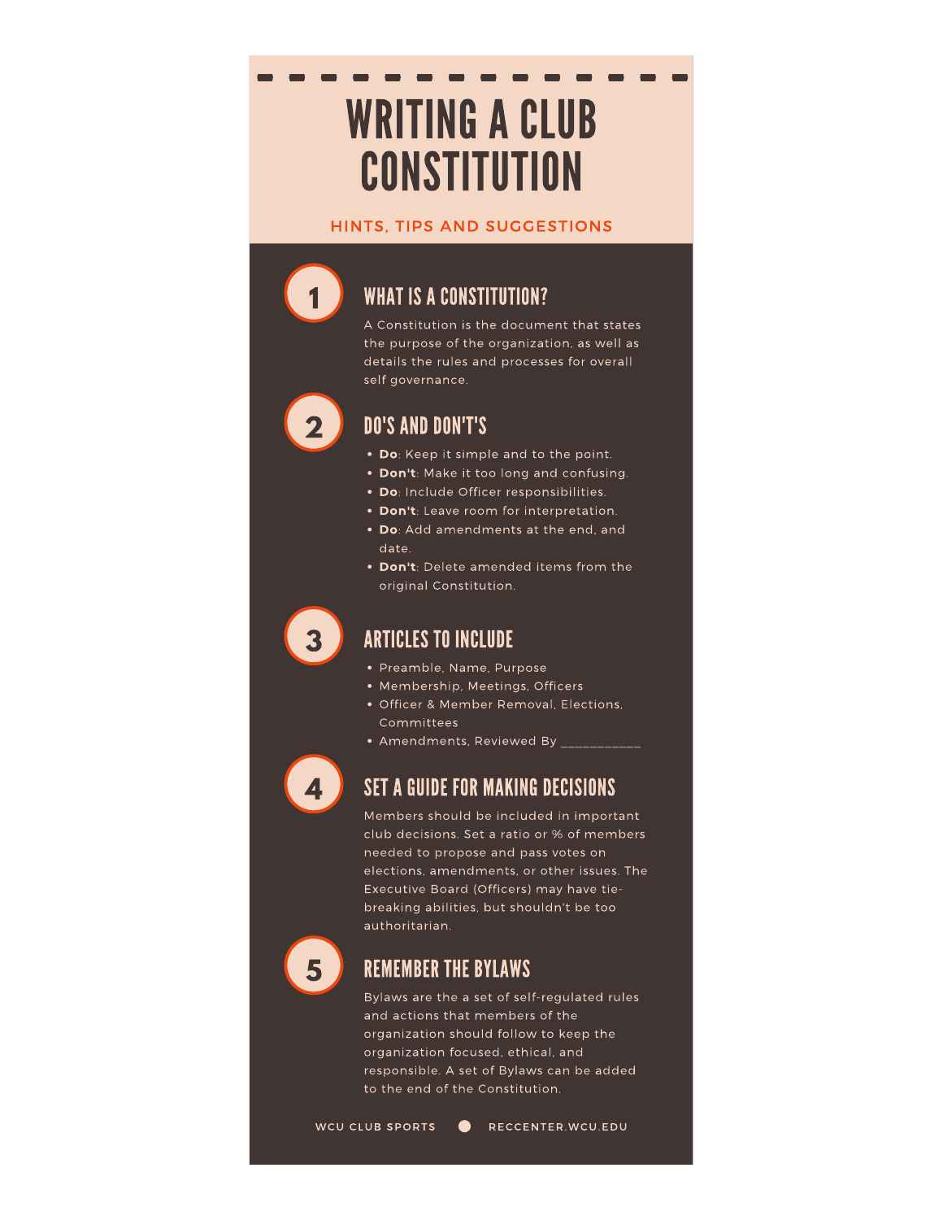# WRITING A CLUB CONSTITUTION

HINTS, TIPS AND SUGGESTIONS

## 1 WHAT IS A CONSTITUTION?

A Constitution is the document that states the purpose of the organization, as well as details the rules and processes for overall self governance.

## 2 DO'S AND DON'T'S

- **Do**: Keep it simple and to the point.
- **Don't**: Make it too long and confusing.
- **Do**: Include Officer responsibilities.
- **Don't**: Leave room for interpretation.
- **Do**: Add amendments at the end, and date.
- **Don't**: Delete amended items from the original Constitution.

## 3 ARTICLES TO INCLUDE

- Preamble, Name, Purpose
- Membership, Meetings, Officers
- Officer & Member Removal, Elections, Committees
- Amendments, Reviewed By ___________

## 4 SET A GUIDE FOR MAKING DECISIONS

Members should be included in important club decisions. Set a ratio or % of members needed to propose and pass votes on elections, amendments, or other issues. The Executive Board (Officers) may have tie-breaking abilities, but shouldn't be too authoritarian.

## 5 REMEMBER THE BYLAWS

Bylaws are the a set of self-regulated rules and actions that members of the organization should follow to keep the organization focused, ethical, and responsible. A set of Bylaws can be added to the end of the Constitution.

WCU CLUB SPORTS ● RECCENTER.WCU.EDU